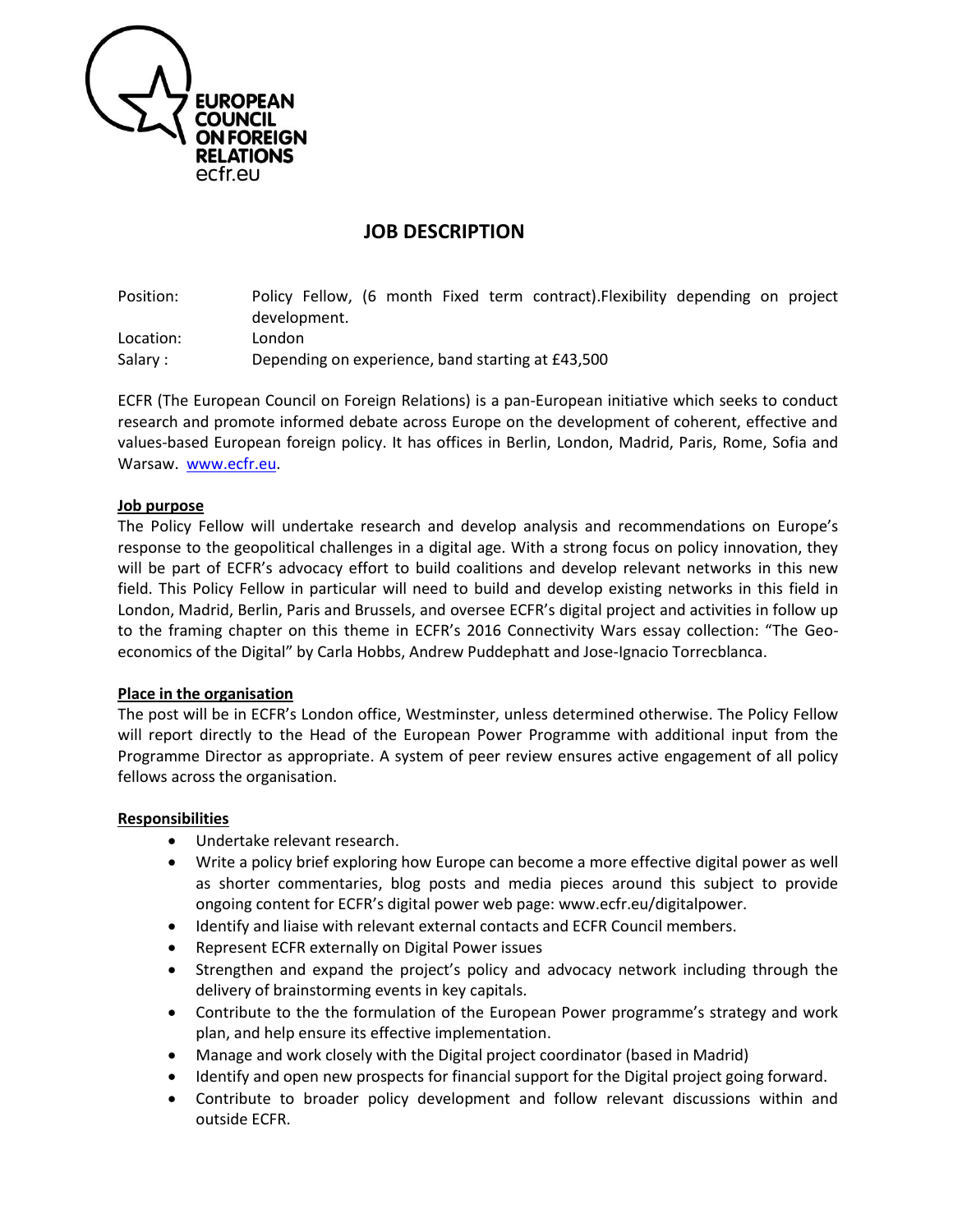EUROPEAN COUNCIL ON FOREIGN RELATIONS
ecfr.eu

# JOB DESCRIPTION

| | |
|---|---|
| Position: | Policy Fellow, (6 month Fixed term contract).Flexibility depending on project development. |
| Location: | London |
| Salary : | Depending on experience, band starting at £43,500 |

ECFR (The European Council on Foreign Relations) is a pan-European initiative which seeks to conduct research and promote informed debate across Europe on the development of coherent, effective and values-based European foreign policy. It has offices in Berlin, London, Madrid, Paris, Rome, Sofia and Warsaw. [www.ecfr.eu](http://www.ecfr.eu).

**Job purpose**

The Policy Fellow will undertake research and develop analysis and recommendations on Europe's response to the geopolitical challenges in a digital age. With a strong focus on policy innovation, they will be part of ECFR's advocacy effort to build coalitions and develop relevant networks in this new field. This Policy Fellow in particular will need to build and develop existing networks in this field in London, Madrid, Berlin, Paris and Brussels, and oversee ECFR's digital project and activities in follow up to the framing chapter on this theme in ECFR's 2016 Connectivity Wars essay collection: "The Geo-economics of the Digital" by Carla Hobbs, Andrew Puddephatt and Jose-Ignacio Torrecblanca.

**Place in the organisation**

The post will be in ECFR's London office, Westminster, unless determined otherwise. The Policy Fellow will report directly to the Head of the European Power Programme with additional input from the Programme Director as appropriate. A system of peer review ensures active engagement of all policy fellows across the organisation.

**Responsibilities**

- Undertake relevant research.
- Write a policy brief exploring how Europe can become a more effective digital power as well as shorter commentaries, blog posts and media pieces around this subject to provide ongoing content for ECFR's digital power web page: www.ecfr.eu/digitalpower.
- Identify and liaise with relevant external contacts and ECFR Council members.
- Represent ECFR externally on Digital Power issues
- Strengthen and expand the project's policy and advocacy network including through the delivery of brainstorming events in key capitals.
- Contribute to the the formulation of the European Power programme's strategy and work plan, and help ensure its effective implementation.
- Manage and work closely with the Digital project coordinator (based in Madrid)
- Identify and open new prospects for financial support for the Digital project going forward.
- Contribute to broader policy development and follow relevant discussions within and outside ECFR.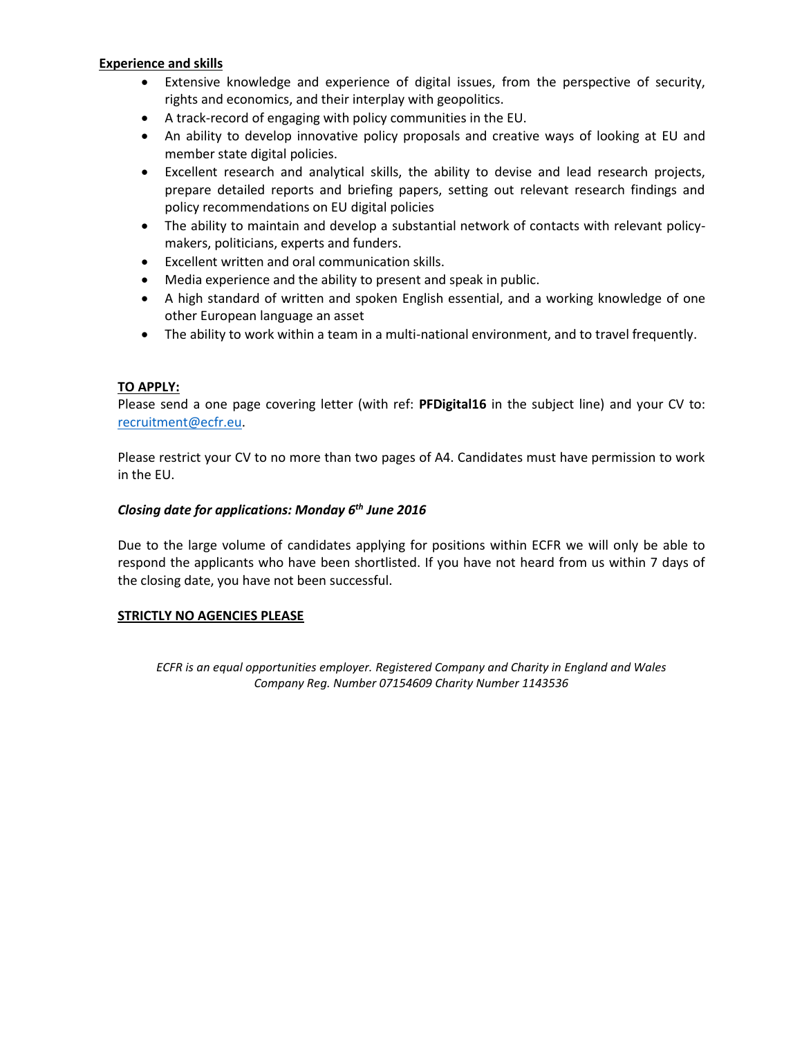**Experience and skills**

- Extensive knowledge and experience of digital issues, from the perspective of security, rights and economics, and their interplay with geopolitics.
- A track-record of engaging with policy communities in the EU.
- An ability to develop innovative policy proposals and creative ways of looking at EU and member state digital policies.
- Excellent research and analytical skills, the ability to devise and lead research projects, prepare detailed reports and briefing papers, setting out relevant research findings and policy recommendations on EU digital policies
- The ability to maintain and develop a substantial network of contacts with relevant policy-makers, politicians, experts and funders.
- Excellent written and oral communication skills.
- Media experience and the ability to present and speak in public.
- A high standard of written and spoken English essential, and a working knowledge of one other European language an asset
- The ability to work within a team in a multi-national environment, and to travel frequently.

**TO APPLY:**

Please send a one page covering letter (with ref: **PFDigital16** in the subject line) and your CV to: recruitment@ecfr.eu.

Please restrict your CV to no more than two pages of A4. Candidates must have permission to work in the EU.

***Closing date for applications: Monday 6th June 2016***

Due to the large volume of candidates applying for positions within ECFR we will only be able to respond the applicants who have been shortlisted. If you have not heard from us within 7 days of the closing date, you have not been successful.

**STRICTLY NO AGENCIES PLEASE**

*ECFR is an equal opportunities employer. Registered Company and Charity in England and Wales*
*Company Reg. Number 07154609 Charity Number 1143536*